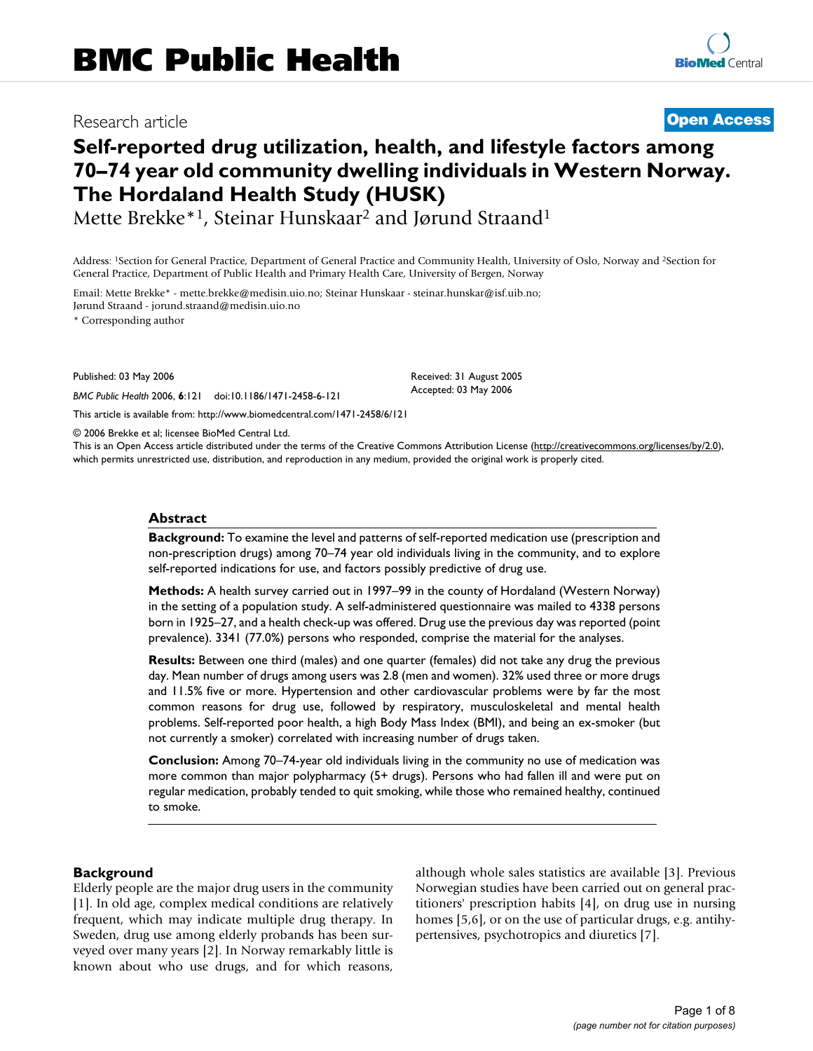# BMC Public Health

Research article **Open Access**

# Self-reported drug utilization, health, and lifestyle factors among 70–74 year old community dwelling individuals in Western Norway. The Hordaland Health Study (HUSK)

Mette Brekke*[1], Steinar Hunskaar[2] and Jørund Straand[1]

Address: [1]Section for General Practice, Department of General Practice and Community Health, University of Oslo, Norway and [2]Section for General Practice, Department of Public Health and Primary Health Care, University of Bergen, Norway

Email: Mette Brekke* - mette.brekke@medisin.uio.no; Steinar Hunskaar - steinar.hunskar@isf.uib.no; Jørund Straand - jorund.straand@medisin.uio.no

* Corresponding author

Published: 03 May 2006

*BMC Public Health* 2006, **6**:121 doi:10.1186/1471-2458-6-121

Received: 31 August 2005
Accepted: 03 May 2006

This article is available from: http://www.biomedcentral.com/1471-2458/6/121

© 2006 Brekke et al; licensee BioMed Central Ltd.

This is an Open Access article distributed under the terms of the Creative Commons Attribution License (http://creativecommons.org/licenses/by/2.0), which permits unrestricted use, distribution, and reproduction in any medium, provided the original work is properly cited.

## Abstract

**Background:** To examine the level and patterns of self-reported medication use (prescription and non-prescription drugs) among 70–74 year old individuals living in the community, and to explore self-reported indications for use, and factors possibly predictive of drug use.

**Methods:** A health survey carried out in 1997–99 in the county of Hordaland (Western Norway) in the setting of a population study. A self-administered questionnaire was mailed to 4338 persons born in 1925–27, and a health check-up was offered. Drug use the previous day was reported (point prevalence). 3341 (77.0%) persons who responded, comprise the material for the analyses.

**Results:** Between one third (males) and one quarter (females) did not take any drug the previous day. Mean number of drugs among users was 2.8 (men and women). 32% used three or more drugs and 11.5% five or more. Hypertension and other cardiovascular problems were by far the most common reasons for drug use, followed by respiratory, musculoskeletal and mental health problems. Self-reported poor health, a high Body Mass Index (BMI), and being an ex-smoker (but not currently a smoker) correlated with increasing number of drugs taken.

**Conclusion:** Among 70–74-year old individuals living in the community no use of medication was more common than major polypharmacy (5+ drugs). Persons who had fallen ill and were put on regular medication, probably tended to quit smoking, while those who remained healthy, continued to smoke.

## Background

Elderly people are the major drug users in the community [1]. In old age, complex medical conditions are relatively frequent, which may indicate multiple drug therapy. In Sweden, drug use among elderly probands has been surveyed over many years [2]. In Norway remarkably little is known about who use drugs, and for which reasons, although whole sales statistics are available [3]. Previous Norwegian studies have been carried out on general practitioners' prescription habits [4], on drug use in nursing homes [5,6], or on the use of particular drugs, e.g. antihypertensives, psychotropics and diuretics [7].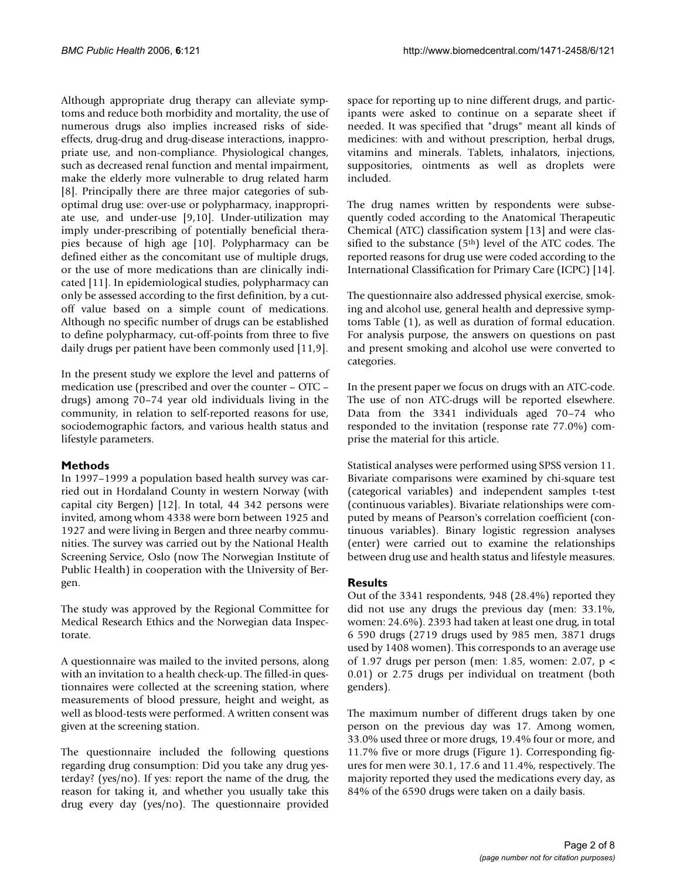Although appropriate drug therapy can alleviate symptoms and reduce both morbidity and mortality, the use of numerous drugs also implies increased risks of side-effects, drug-drug and drug-disease interactions, inappropriate use, and non-compliance. Physiological changes, such as decreased renal function and mental impairment, make the elderly more vulnerable to drug related harm [8]. Principally there are three major categories of suboptimal drug use: over-use or polypharmacy, inappropriate use, and under-use [9,10]. Under-utilization may imply under-prescribing of potentially beneficial therapies because of high age [10]. Polypharmacy can be defined either as the concomitant use of multiple drugs, or the use of more medications than are clinically indicated [11]. In epidemiological studies, polypharmacy can only be assessed according to the first definition, by a cut-off value based on a simple count of medications. Although no specific number of drugs can be established to define polypharmacy, cut-off-points from three to five daily drugs per patient have been commonly used [11,9].

In the present study we explore the level and patterns of medication use (prescribed and over the counter – OTC – drugs) among 70–74 year old individuals living in the community, in relation to self-reported reasons for use, sociodemographic factors, and various health status and lifestyle parameters.

## Methods

In 1997–1999 a population based health survey was carried out in Hordaland County in western Norway (with capital city Bergen) [12]. In total, 44 342 persons were invited, among whom 4338 were born between 1925 and 1927 and were living in Bergen and three nearby communities. The survey was carried out by the National Health Screening Service, Oslo (now The Norwegian Institute of Public Health) in cooperation with the University of Bergen.

The study was approved by the Regional Committee for Medical Research Ethics and the Norwegian data Inspectorate.

A questionnaire was mailed to the invited persons, along with an invitation to a health check-up. The filled-in questionnaires were collected at the screening station, where measurements of blood pressure, height and weight, as well as blood-tests were performed. A written consent was given at the screening station.

The questionnaire included the following questions regarding drug consumption: Did you take any drug yesterday? (yes/no). If yes: report the name of the drug, the reason for taking it, and whether you usually take this drug every day (yes/no). The questionnaire provided space for reporting up to nine different drugs, and participants were asked to continue on a separate sheet if needed. It was specified that "drugs" meant all kinds of medicines: with and without prescription, herbal drugs, vitamins and minerals. Tablets, inhalators, injections, suppositories, ointments as well as droplets were included.

The drug names written by respondents were subsequently coded according to the Anatomical Therapeutic Chemical (ATC) classification system [13] and were classified to the substance (5th) level of the ATC codes. The reported reasons for drug use were coded according to the International Classification for Primary Care (ICPC) [14].

The questionnaire also addressed physical exercise, smoking and alcohol use, general health and depressive symptoms Table (1), as well as duration of formal education. For analysis purpose, the answers on questions on past and present smoking and alcohol use were converted to categories.

In the present paper we focus on drugs with an ATC-code. The use of non ATC-drugs will be reported elsewhere. Data from the 3341 individuals aged 70–74 who responded to the invitation (response rate 77.0%) comprise the material for this article.

Statistical analyses were performed using SPSS version 11. Bivariate comparisons were examined by chi-square test (categorical variables) and independent samples t-test (continuous variables). Bivariate relationships were computed by means of Pearson's correlation coefficient (continuous variables). Binary logistic regression analyses (enter) were carried out to examine the relationships between drug use and health status and lifestyle measures.

## Results

Out of the 3341 respondents, 948 (28.4%) reported they did not use any drugs the previous day (men: 33.1%, women: 24.6%). 2393 had taken at least one drug, in total 6 590 drugs (2719 drugs used by 985 men, 3871 drugs used by 1408 women). This corresponds to an average use of 1.97 drugs per person (men: 1.85, women: 2.07, $p < 0.01$) or 2.75 drugs per individual on treatment (both genders).

The maximum number of different drugs taken by one person on the previous day was 17. Among women, 33.0% used three or more drugs, 19.4% four or more, and 11.7% five or more drugs (Figure 1). Corresponding figures for men were 30.1, 17.6 and 11.4%, respectively. The majority reported they used the medications every day, as 84% of the 6590 drugs were taken on a daily basis.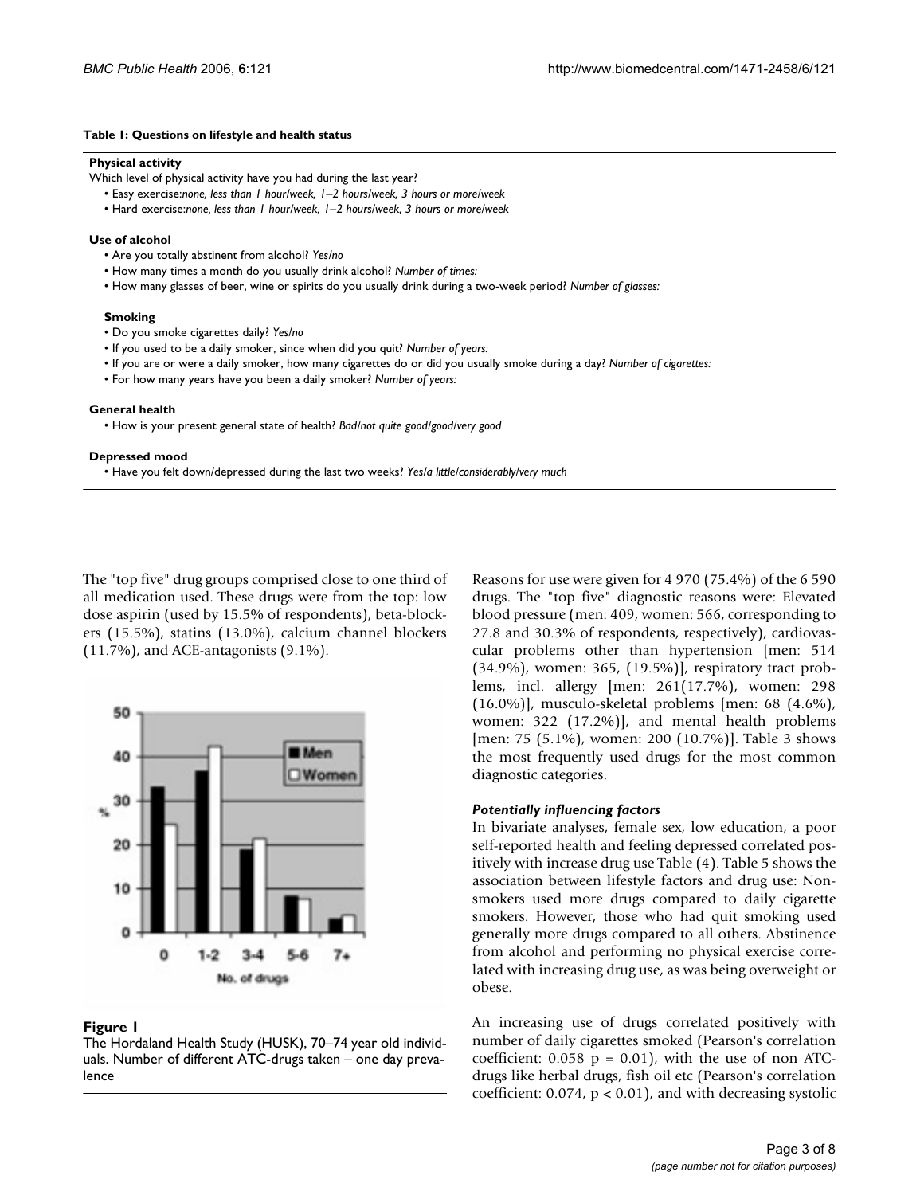**Table 1: Questions on lifestyle and health status**

**Physical activity**

Which level of physical activity have you had during the last year?

- Easy exercise:*none, less than 1 hour/week, 1–2 hours/week, 3 hours or more/week*
- Hard exercise:*none, less than 1 hour/week, 1–2 hours/week, 3 hours or more/week*

**Use of alcohol**

- Are you totally abstinent from alcohol? *Yes/no*
- How many times a month do you usually drink alcohol? *Number of times:*
- How many glasses of beer, wine or spirits do you usually drink during a two-week period? *Number of glasses:*

**Smoking**

- Do you smoke cigarettes daily? *Yes/no*
- If you used to be a daily smoker, since when did you quit? *Number of years:*
- If you are or were a daily smoker, how many cigarettes do or did you usually smoke during a day? *Number of cigarettes:*
- For how many years have you been a daily smoker? *Number of years:*

**General health**

- How is your present general state of health? *Bad/not quite good/good/very good*

**Depressed mood**

- Have you felt down/depressed during the last two weeks? *Yes/a little/considerably/very much*

The "top five" drug groups comprised close to one third of all medication used. These drugs were from the top: low dose aspirin (used by 15.5% of respondents), beta-blockers (15.5%), statins (13.0%), calcium channel blockers (11.7%), and ACE-antagonists (9.1%).

**Figure 1**

The Hordaland Health Study (HUSK), 70–74 year old individuals. Number of different ATC-drugs taken – one day prevalence

Reasons for use were given for 4 970 (75.4%) of the 6 590 drugs. The "top five" diagnostic reasons were: Elevated blood pressure (men: 409, women: 566, corresponding to 27.8 and 30.3% of respondents, respectively), cardiovascular problems other than hypertension [men: 514 (34.9%), women: 365, (19.5%)], respiratory tract problems, incl. allergy [men: 261(17.7%), women: 298 (16.0%)], musculo-skeletal problems [men: 68 (4.6%), women: 322 (17.2%)], and mental health problems [men: 75 (5.1%), women: 200 (10.7%)]. Table 3 shows the most frequently used drugs for the most common diagnostic categories.

### *Potentially influencing factors*

In bivariate analyses, female sex, low education, a poor self-reported health and feeling depressed correlated positively with increase drug use Table (4). Table 5 shows the association between lifestyle factors and drug use: Non-smokers used more drugs compared to daily cigarette smokers. However, those who had quit smoking used generally more drugs compared to all others. Abstinence from alcohol and performing no physical exercise correlated with increasing drug use, as was being overweight or obese.

An increasing use of drugs correlated positively with number of daily cigarettes smoked (Pearson's correlation coefficient: 0.058 $p = 0.01$), with the use of non ATC-drugs like herbal drugs, fish oil etc (Pearson's correlation coefficient: 0.074, $p < 0.01$), and with decreasing systolic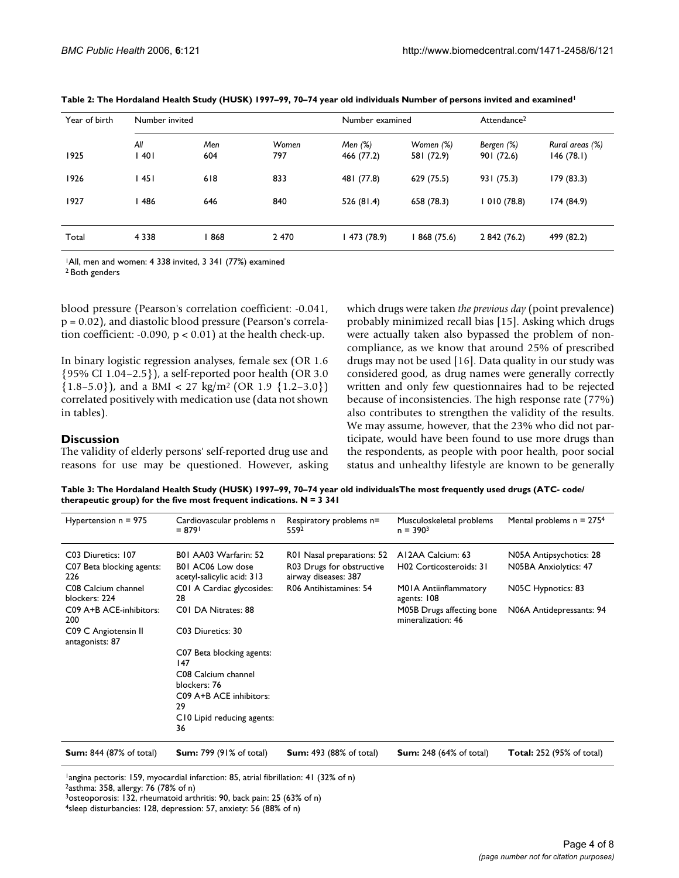**Table 2: The Hordaland Health Study (HUSK) 1997–99, 70–74 year old individuals Number of persons invited and examined[1]**

| Year of birth | Number invited | | | Number examined | | Attendance[2] | |
|---|---|---|---|---|---|---|---|
| | *All* | *Men* | *Women* | *Men (%)* | *Women (%)* | *Bergen (%)* | *Rural areas (%)* |
| 1925 | 1 401 | 604 | 797 | 466 (77.2) | 581 (72.9) | 901 (72.6) | 146 (78.1) |
| 1926 | 1 451 | 618 | 833 | 481 (77.8) | 629 (75.5) | 931 (75.3) | 179 (83.3) |
| 1927 | 1 486 | 646 | 840 | 526 (81.4) | 658 (78.3) | 1 010 (78.8) | 174 (84.9) |
| Total | 4 338 | 1 868 | 2 470 | 1 473 (78.9) | 1 868 (75.6) | 2 842 (76.2) | 499 (82.2) |

[1]All, men and women: 4 338 invited, 3 341 (77%) examined
[2] Both genders

blood pressure (Pearson's correlation coefficient: -0.041, p = 0.02), and diastolic blood pressure (Pearson's correlation coefficient: -0.090, p < 0.01) at the health check-up.

In binary logistic regression analyses, female sex (OR 1.6 {95% CI 1.04–2.5}), a self-reported poor health (OR 3.0 {1.8–5.0}), and a BMI < 27 kg/m² (OR 1.9 {1.2–3.0}) correlated positively with medication use (data not shown in tables).

## Discussion

The validity of elderly persons' self-reported drug use and reasons for use may be questioned. However, asking which drugs were taken *the previous day* (point prevalence) probably minimized recall bias [15]. Asking which drugs were actually taken also bypassed the problem of non-compliance, as we know that around 25% of prescribed drugs may not be used [16]. Data quality in our study was considered good, as drug names were generally correctly written and only few questionnaires had to be rejected because of inconsistencies. The high response rate (77%) also contributes to strengthen the validity of the results. We may assume, however, that the 23% who did not participate, would have been found to use more drugs than the respondents, as people with poor health, poor social status and unhealthy lifestyle are known to be generally

**Table 3: The Hordaland Health Study (HUSK) 1997–99, 70–74 year old individualsThe most frequently used drugs (ATC- code/ therapeutic group) for the five most frequent indications. N = 3 341**

| Hypertension n = 975 | Cardiovascular problems n = 879[1] | Respiratory problems n= 559[2] | Musculoskeletal problems n = 390[3] | Mental problems n = 275[4] |
|---|---|---|---|---|
| C03 Diuretics: 107 | B01 AA03 Warfarin: 52 | R01 Nasal preparations: 52 | A12AA Calcium: 63 | N05A Antipsychotics: 28 |
| C07 Beta blocking agents: 226 | B01 AC06 Low dose acetyl-salicylic acid: 313 | R03 Drugs for obstructive airway diseases: 387 | H02 Corticosteroids: 31 | N05BA Anxiolytics: 47 |
| C08 Calcium channel blockers: 224 | C01 A Cardiac glycosides: 28 | R06 Antihistamines: 54 | M01A Antiinflammatory agents: 108 | N05C Hypnotics: 83 |
| C09 A+B ACE-inhibitors: 200 | C01 DA Nitrates: 88 | | M05B Drugs affecting bone mineralization: 46 | N06A Antidepressants: 94 |
| C09 C Angiotensin II antagonists: 87 | C03 Diuretics: 30 | | | |
| | C07 Beta blocking agents: 147 | | | |
| | C08 Calcium channel blockers: 76 | | | |
| | C09 A+B ACE inhibitors: 29 | | | |
| | C10 Lipid reducing agents: 36 | | | |
| **Sum:** 844 (87% of total) | **Sum:** 799 (91% of total) | **Sum:** 493 (88% of total) | **Sum:** 248 (64% of total) | **Total:** 252 (95% of total) |

[1]angina pectoris: 159, myocardial infarction: 85, atrial fibrillation: 41 (32% of n)
[2]asthma: 358, allergy: 76 (78% of n)
[3]osteoporosis: 132, rheumatoid arthritis: 90, back pain: 25 (63% of n)
[4]sleep disturbancies: 128, depression: 57, anxiety: 56 (88% of n)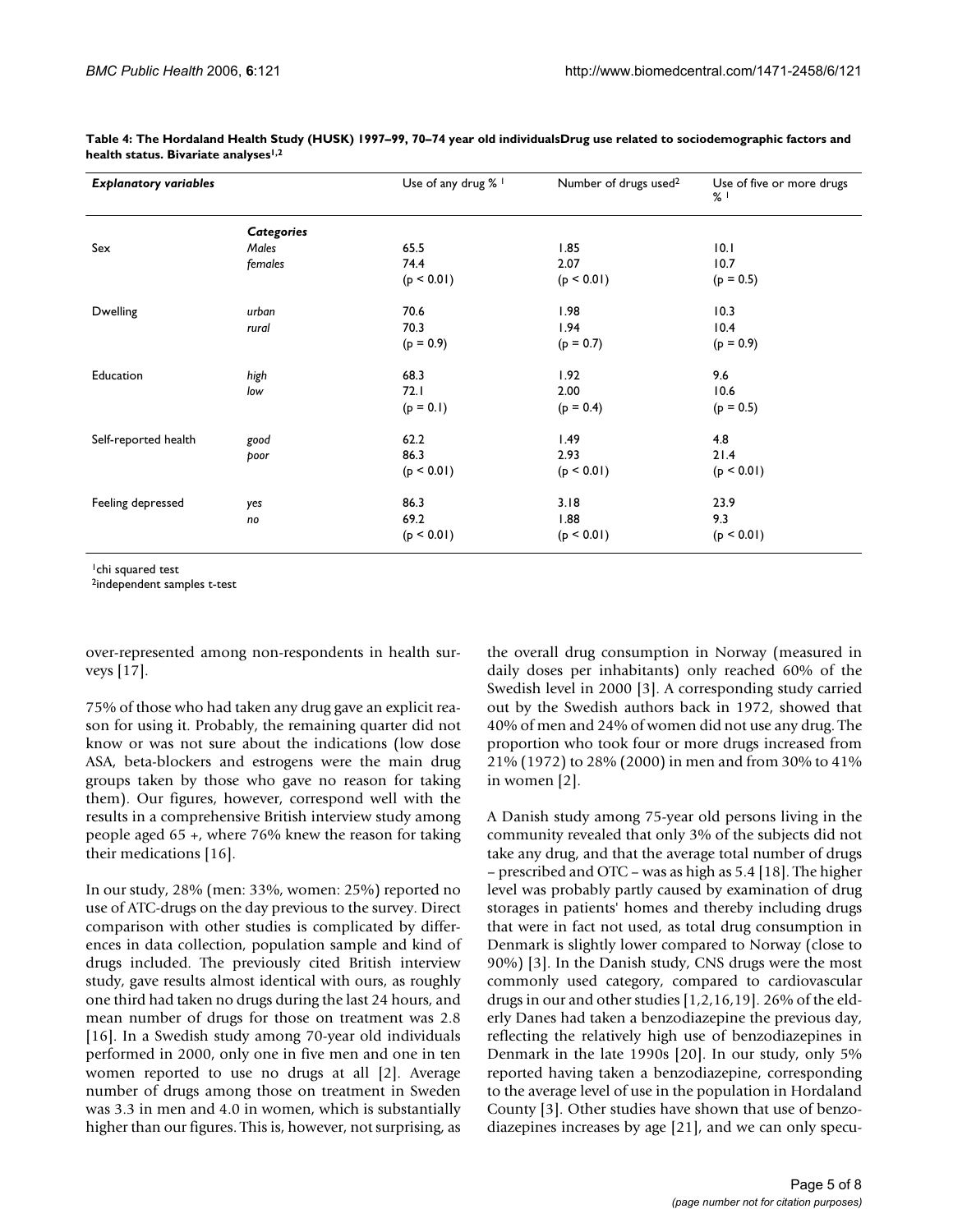**Table 4: The Hordaland Health Study (HUSK) 1997–99, 70–74 year old individualsDrug use related to sociodemographic factors and health status. Bivariate analyses[1,2]**

| *Explanatory variables* | | Use of any drug % [1] | Number of drugs used[2] | Use of five or more drugs % [1] |
|---|---|---|---|---|
| | ***Categories*** | | | |
| Sex | *Males* | 65.5 | 1.85 | 10.1 |
| | *females* | 74.4 | 2.07 | 10.7 |
| | | ($p < 0.01$) | ($p < 0.01$) | ($p = 0.5$) |
| Dwelling | *urban* | 70.6 | 1.98 | 10.3 |
| | *rural* | 70.3 | 1.94 | 10.4 |
| | | ($p = 0.9$) | ($p = 0.7$) | ($p = 0.9$) |
| Education | *high* | 68.3 | 1.92 | 9.6 |
| | *low* | 72.1 | 2.00 | 10.6 |
| | | ($p = 0.1$) | ($p = 0.4$) | ($p = 0.5$) |
| Self-reported health | *good* | 62.2 | 1.49 | 4.8 |
| | *poor* | 86.3 | 2.93 | 21.4 |
| | | ($p < 0.01$) | ($p < 0.01$) | ($p < 0.01$) |
| Feeling depressed | *yes* | 86.3 | 3.18 | 23.9 |
| | *no* | 69.2 | 1.88 | 9.3 |
| | | ($p < 0.01$) | ($p < 0.01$) | ($p < 0.01$) |

[1]chi squared test
[2]independent samples t-test

over-represented among non-respondents in health surveys [17].

75% of those who had taken any drug gave an explicit reason for using it. Probably, the remaining quarter did not know or was not sure about the indications (low dose ASA, beta-blockers and estrogens were the main drug groups taken by those who gave no reason for taking them). Our figures, however, correspond well with the results in a comprehensive British interview study among people aged 65 +, where 76% knew the reason for taking their medications [16].

In our study, 28% (men: 33%, women: 25%) reported no use of ATC-drugs on the day previous to the survey. Direct comparison with other studies is complicated by differences in data collection, population sample and kind of drugs included. The previously cited British interview study, gave results almost identical with ours, as roughly one third had taken no drugs during the last 24 hours, and mean number of drugs for those on treatment was 2.8 [16]. In a Swedish study among 70-year old individuals performed in 2000, only one in five men and one in ten women reported to use no drugs at all [2]. Average number of drugs among those on treatment in Sweden was 3.3 in men and 4.0 in women, which is substantially higher than our figures. This is, however, not surprising, as the overall drug consumption in Norway (measured in daily doses per inhabitants) only reached 60% of the Swedish level in 2000 [3]. A corresponding study carried out by the Swedish authors back in 1972, showed that 40% of men and 24% of women did not use any drug. The proportion who took four or more drugs increased from 21% (1972) to 28% (2000) in men and from 30% to 41% in women [2].

A Danish study among 75-year old persons living in the community revealed that only 3% of the subjects did not take any drug, and that the average total number of drugs – prescribed and OTC – was as high as 5.4 [18]. The higher level was probably partly caused by examination of drug storages in patients' homes and thereby including drugs that were in fact not used, as total drug consumption in Denmark is slightly lower compared to Norway (close to 90%) [3]. In the Danish study, CNS drugs were the most commonly used category, compared to cardiovascular drugs in our and other studies [1,2,16,19]. 26% of the elderly Danes had taken a benzodiazepine the previous day, reflecting the relatively high use of benzodiazepines in Denmark in the late 1990s [20]. In our study, only 5% reported having taken a benzodiazepine, corresponding to the average level of use in the population in Hordaland County [3]. Other studies have shown that use of benzodiazepines increases by age [21], and we can only specu-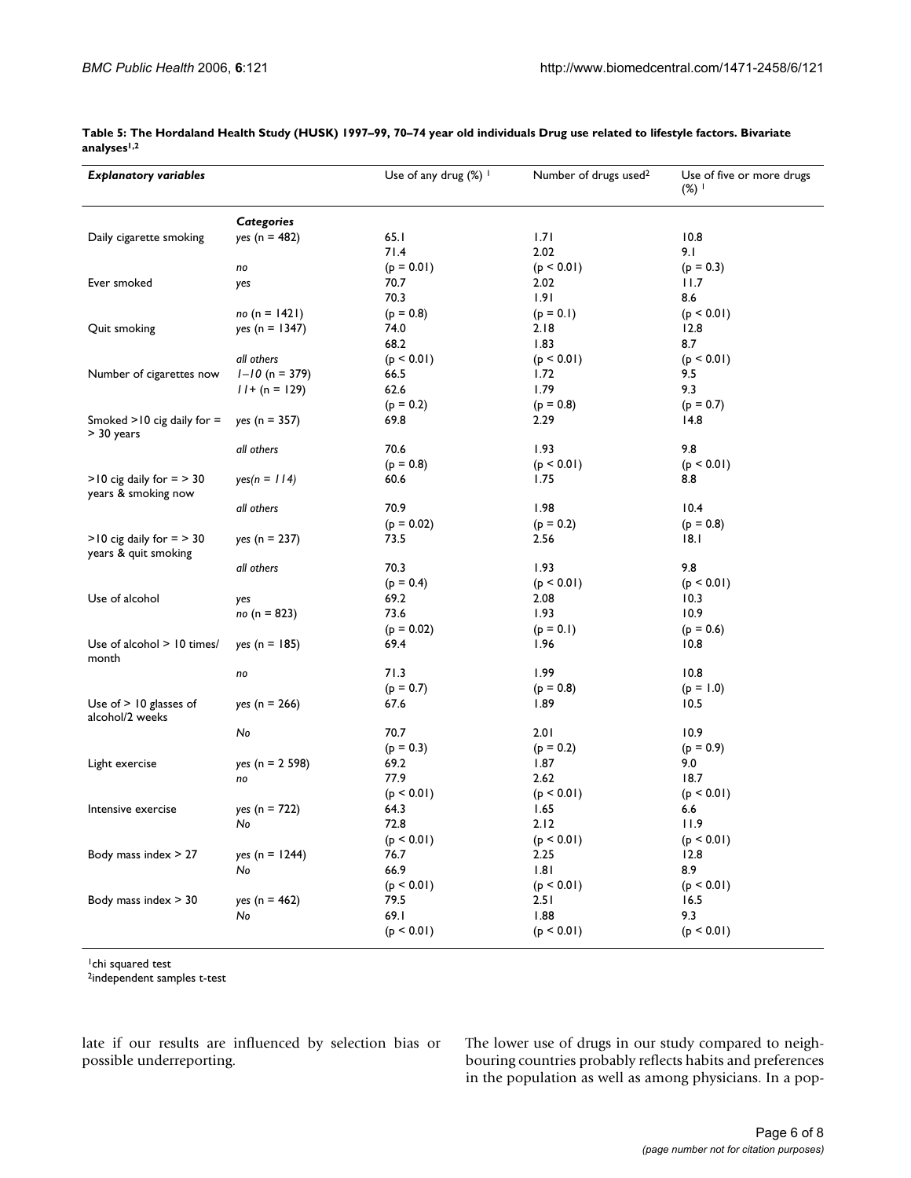**Table 5: The Hordaland Health Study (HUSK) 1997–99, 70–74 year old individuals Drug use related to lifestyle factors. Bivariate analyses[1,2]**

| *Explanatory variables* | *Categories* | Use of any drug (%) [1] | Number of drugs used[2] | Use of five or more drugs (%) [1] |
|---|---|---|---|---|
| Daily cigarette smoking | *yes* (n = 482) | 65.1 | 1.71 | 10.8 |
| | *no* | 71.4 | 2.02 | 9.1 |
| | | (p = 0.01) | (p < 0.01) | (p = 0.3) |
| Ever smoked | *yes* | 70.7 | 2.02 | 11.7 |
| | *no* (n = 1421) | 70.3 | 1.91 | 8.6 |
| | | (p = 0.8) | (p = 0.1) | (p < 0.01) |
| Quit smoking | *yes* (n = 1347) | 74.0 | 2.18 | 12.8 |
| | *all others* | 68.2 | 1.83 | 8.7 |
| | | (p < 0.01) | (p < 0.01) | (p < 0.01) |
| Number of cigarettes now | *1–10* (n = 379) | 66.5 | 1.72 | 9.5 |
| | *11+* (n = 129) | 62.6 | 1.79 | 9.3 |
| | | (p = 0.2) | (p = 0.8) | (p = 0.7) |
| Smoked >10 cig daily for = > 30 years | *yes* (n = 357) | 69.8 | 2.29 | 14.8 |
| | *all others* | 70.6 | 1.93 | 9.8 |
| | | (p = 0.8) | (p < 0.01) | (p < 0.01) |
| >10 cig daily for = > 30 years & smoking now | *yes(n = 114)* | 60.6 | 1.75 | 8.8 |
| | *all others* | 70.9 | 1.98 | 10.4 |
| | | (p = 0.02) | (p = 0.2) | (p = 0.8) |
| >10 cig daily for = > 30 years & quit smoking | *yes* (n = 237) | 73.5 | 2.56 | 18.1 |
| | *all others* | 70.3 | 1.93 | 9.8 |
| | | (p = 0.4) | (p < 0.01) | (p < 0.01) |
| Use of alcohol | *yes* | 69.2 | 2.08 | 10.3 |
| | *no* (n = 823) | 73.6 | 1.93 | 10.9 |
| | | (p = 0.02) | (p = 0.1) | (p = 0.6) |
| Use of alcohol > 10 times/ month | *yes* (n = 185) | 69.4 | 1.96 | 10.8 |
| | *no* | 71.3 | 1.99 | 10.8 |
| | | (p = 0.7) | (p = 0.8) | (p = 1.0) |
| Use of > 10 glasses of alcohol/2 weeks | *yes* (n = 266) | 67.6 | 1.89 | 10.5 |
| | *No* | 70.7 | 2.01 | 10.9 |
| | | (p = 0.3) | (p = 0.2) | (p = 0.9) |
| Light exercise | *yes* (n = 2 598) | 69.2 | 1.87 | 9.0 |
| | *no* | 77.9 | 2.62 | 18.7 |
| | | (p < 0.01) | (p < 0.01) | (p < 0.01) |
| Intensive exercise | *yes* (n = 722) | 64.3 | 1.65 | 6.6 |
| | *No* | 72.8 | 2.12 | 11.9 |
| | | (p < 0.01) | (p < 0.01) | (p < 0.01) |
| Body mass index > 27 | *yes* (n = 1244) | 76.7 | 2.25 | 12.8 |
| | *No* | 66.9 | 1.81 | 8.9 |
| | | (p < 0.01) | (p < 0.01) | (p < 0.01) |
| Body mass index > 30 | *yes* (n = 462) | 79.5 | 2.51 | 16.5 |
| | *No* | 69.1 | 1.88 | 9.3 |
| | | (p < 0.01) | (p < 0.01) | (p < 0.01) |

[1]chi squared test
[2]independent samples t-test

late if our results are influenced by selection bias or possible underreporting.

The lower use of drugs in our study compared to neighbouring countries probably reflects habits and preferences in the population as well as among physicians. In a pop-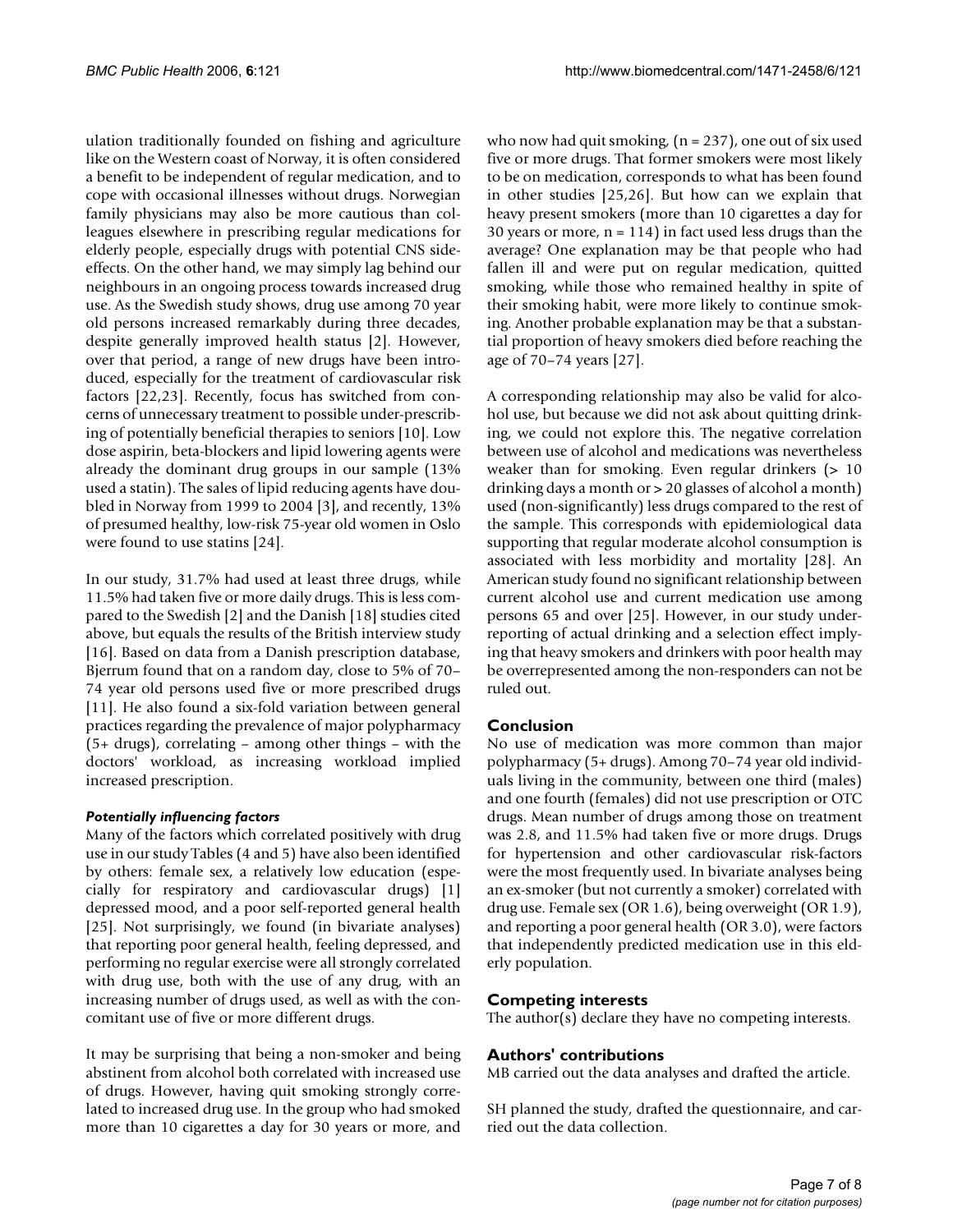ulation traditionally founded on fishing and agriculture like on the Western coast of Norway, it is often considered a benefit to be independent of regular medication, and to cope with occasional illnesses without drugs. Norwegian family physicians may also be more cautious than colleagues elsewhere in prescribing regular medications for elderly people, especially drugs with potential CNS side-effects. On the other hand, we may simply lag behind our neighbours in an ongoing process towards increased drug use. As the Swedish study shows, drug use among 70 year old persons increased remarkably during three decades, despite generally improved health status [2]. However, over that period, a range of new drugs have been introduced, especially for the treatment of cardiovascular risk factors [22,23]. Recently, focus has switched from concerns of unnecessary treatment to possible under-prescribing of potentially beneficial therapies to seniors [10]. Low dose aspirin, beta-blockers and lipid lowering agents were already the dominant drug groups in our sample (13% used a statin). The sales of lipid reducing agents have doubled in Norway from 1999 to 2004 [3], and recently, 13% of presumed healthy, low-risk 75-year old women in Oslo were found to use statins [24].

In our study, 31.7% had used at least three drugs, while 11.5% had taken five or more daily drugs. This is less compared to the Swedish [2] and the Danish [18] studies cited above, but equals the results of the British interview study [16]. Based on data from a Danish prescription database, Bjerrum found that on a random day, close to 5% of 70–74 year old persons used five or more prescribed drugs [11]. He also found a six-fold variation between general practices regarding the prevalence of major polypharmacy (5+ drugs), correlating – among other things – with the doctors' workload, as increasing workload implied increased prescription.

### *Potentially influencing factors*

Many of the factors which correlated positively with drug use in our study Tables (4 and 5) have also been identified by others: female sex, a relatively low education (especially for respiratory and cardiovascular drugs) [1] depressed mood, and a poor self-reported general health [25]. Not surprisingly, we found (in bivariate analyses) that reporting poor general health, feeling depressed, and performing no regular exercise were all strongly correlated with drug use, both with the use of any drug, with an increasing number of drugs used, as well as with the concomitant use of five or more different drugs.

It may be surprising that being a non-smoker and being abstinent from alcohol both correlated with increased use of drugs. However, having quit smoking strongly correlated to increased drug use. In the group who had smoked more than 10 cigarettes a day for 30 years or more, and who now had quit smoking, (n = 237), one out of six used five or more drugs. That former smokers were most likely to be on medication, corresponds to what has been found in other studies [25,26]. But how can we explain that heavy present smokers (more than 10 cigarettes a day for 30 years or more, n = 114) in fact used less drugs than the average? One explanation may be that people who had fallen ill and were put on regular medication, quitted smoking, while those who remained healthy in spite of their smoking habit, were more likely to continue smoking. Another probable explanation may be that a substantial proportion of heavy smokers died before reaching the age of 70–74 years [27].

A corresponding relationship may also be valid for alcohol use, but because we did not ask about quitting drinking, we could not explore this. The negative correlation between use of alcohol and medications was nevertheless weaker than for smoking. Even regular drinkers (> 10 drinking days a month or > 20 glasses of alcohol a month) used (non-significantly) less drugs compared to the rest of the sample. This corresponds with epidemiological data supporting that regular moderate alcohol consumption is associated with less morbidity and mortality [28]. An American study found no significant relationship between current alcohol use and current medication use among persons 65 and over [25]. However, in our study under-reporting of actual drinking and a selection effect implying that heavy smokers and drinkers with poor health may be overrepresented among the non-responders can not be ruled out.

## Conclusion

No use of medication was more common than major polypharmacy (5+ drugs). Among 70–74 year old individuals living in the community, between one third (males) and one fourth (females) did not use prescription or OTC drugs. Mean number of drugs among those on treatment was 2.8, and 11.5% had taken five or more drugs. Drugs for hypertension and other cardiovascular risk-factors were the most frequently used. In bivariate analyses being an ex-smoker (but not currently a smoker) correlated with drug use. Female sex (OR 1.6), being overweight (OR 1.9), and reporting a poor general health (OR 3.0), were factors that independently predicted medication use in this elderly population.

## Competing interests

The author(s) declare they have no competing interests.

## Authors' contributions

MB carried out the data analyses and drafted the article.

SH planned the study, drafted the questionnaire, and carried out the data collection.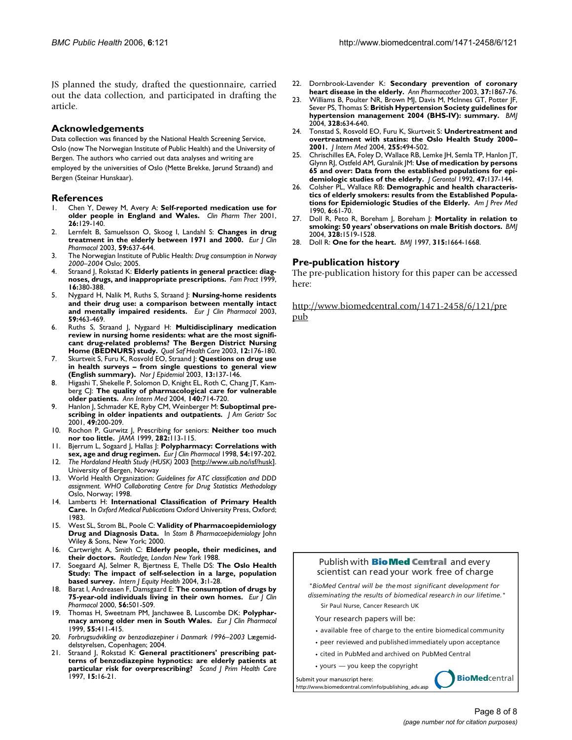JS planned the study, drafted the questionnaire, carried out the data collection, and participated in drafting the article.

## Acknowledgements

Data collection was financed by the National Health Screening Service, Oslo (now The Norwegian Institute of Public Health) and the University of Bergen. The authors who carried out data analyses and writing are employed by the universities of Oslo (Mette Brekke, Jørund Straand) and Bergen (Steinar Hunskaar).

## References

1. Chen Y, Dewey M, Avery A: **Self-reported medication use for older people in England and Wales.** *Clin Pharm Ther* 2001, **26:**129-140.
2. Lernfelt B, Samuelsson O, Skoog I, Landahl S: **Changes in drug treatment in the elderly between 1971 and 2000.** *Eur J Clin Pharmacol* 2003, **59:**637-644.
3. The Norwegian Institute of Public Health: *Drug consumption in Norway 2000–2004* Oslo; 2005.
4. Straand J, Rokstad K: **Elderly patients in general practice: diagnoses, drugs, and inappropriate prescriptions.** *Fam Pract* 1999, **16:**380-388.
5. Nygaard H, Nalik M, Ruths S, Straand J: **Nursing-home residents and their drug use: a comparison between mentally intact and mentally impaired residents.** *Eur J Clin Pharmacol* 2003, **59:**463-469.
6. Ruths S, Straand J, Nygaard H: **Multidisciplinary medication review in nursing home residents: what are the most significant drug-related problems? The Bergen District Nursing Home (BEDNURS) study.** *Qual Saf Health Care* 2003, **12:**176-180.
7. Skurtveit S, Furu K, Rosvold EO, Straand J: **Questions on drug use in health surveys – from single questions to general view (English summary).** *Nor J Epidemiol* 2003, **13:**137-146.
8. Higashi T, Shekelle P, Solomon D, Knight EL, Roth C, Chang JT, Kamberg CJ: **The quality of pharmacological care for vulnerable older patients.** *Ann Intern Med* 2004, **140:**714-720.
9. Hanlon J, Schmader KE, Ryby CM, Weinberger M: **Suboptimal prescribing in older inpatients and outpatients.** *J Am Geriatr Soc* 2001, **49:**200-209.
10. Rochon P, Gurwitz J, Prescribing for seniors: **Neither too much nor too little.** *JAMA* 1999, **282:**113-115.
11. Bjerrum L, Sogaard J, Hallas J: **Polypharmacy: Correlations with sex, age and drug regimen.** *Eur J Clin Pharmacol* 1998, **54:**197-202.
12. *The Hordaland Health Study (HUSK)* 2003 [http://www.uib.no/isf/husk]. University of Bergen, Norway
13. World Health Organization: *Guidelines for ATC classification and DDD assignment. WHO Collaborating Centre for Drug Statistics Methodology* Oslo, Norway; 1998.
14. Lamberts H: **International Classification of Primary Health Care.** In *Oxford Medical Publications* Oxford University Press, Oxford; 1983.
15. West SL, Strom BL, Poole C: **Validity of Pharmacoepidemiology Drug and Diagnosis Data.** In *Stom B Pharmacoepidemiology* John Wiley & Sons, New York; 2000.
16. Cartwright A, Smith C: **Elderly people, their medicines, and their doctors.** *Routledge, London New York* 1988.
17. Soegaard AJ, Selmer R, Bjertness E, Thelle DS: **The Oslo Health Study: The impact of self-selection in a large, population based survey.** *Intern J Equity Health* 2004, **3:**1-28.
18. Barat I, Andreasen F, Damsgaard E: **The consumption of drugs by 75-year-old individuals living in their own homes.** *Eur J Clin Pharmacol* 2000, **56:**501-509.
19. Thomas H, Sweetnam PM, Janchawee B, Luscombe DK: **Polypharmacy among older men in South Wales.** *Eur J Clin Pharmacol* 1999, **55:**411-415.
20. *Forbrugsudvikling av benzodiazepiner i Danmark 1996–2003* Lægemiddelstyrelsen, Copenhagen; 2004.
21. Straand J, Rokstad K: **General practitioners' prescribing patterns of benzodiazepine hypnotics: are elderly patients at particular risk for overprescribing?** *Scand J Prim Health Care* 1997, **15:**16-21.
22. Dornbrook-Lavender K: **Secondary prevention of coronary heart disease in the elderly.** *Ann Pharmacother* 2003, **37:**1867-76.
23. Williams B, Poulter NR, Brown MJ, Davis M, McInnes GT, Potter JF, Sever PS, Thomas S: **British Hypertension Society guidelines for hypertension management 2004 (BHS-IV): summary.** *BMJ* 2004, **328:**634-640.
24. Tonstad S, Rosvold EO, Furu K, Skurtveit S: **Undertreatment and overtreatment with statins: the Oslo Health Study 2000–2001.** *J Intern Med* 2004, **255:**494-502.
25. Chrischilles EA, Foley D, Wallace RB, Lemke JH, Semla TP, Hanlon JT, Glynn RJ, Ostfeld AM, Guralnik JM: **Use of medication by persons 65 and over: Data from the established populations for epidemiologic studies of the elderly.** *J Gerontol* 1992, **47:**137-144.
26. Colsher PL, Wallace RB: **Demographic and health characteristics of elderly smokers: results from the Established Populations for Epidemiologic Studies of the Elderly.** *Am J Prev Med* 1990, **6:**61-70.
27. Doll R, Peto R, Boreham J, Boreham J: **Mortality in relation to smoking: 50 years' observations on male British doctors.** *BMJ* 2004, **328:**1519-1528.
28. Doll R: **One for the heart.** *BMJ* 1997, **315:**1664-1668.

## Pre-publication history

The pre-publication history for this paper can be accessed here:

http://www.biomedcentral.com/1471-2458/6/121/prepub

Publish with **BioMed Central** and every scientist can read your work free of charge

*"BioMed Central will be the most significant development for disseminating the results of biomedical research in our lifetime."*

Sir Paul Nurse, Cancer Research UK

Your research papers will be:

- available free of charge to the entire biomedical community
- peer reviewed and published immediately upon acceptance
- cited in PubMed and archived on PubMed Central
- yours — you keep the copyright

Submit your manuscript here:
http://www.biomedcentral.com/info/publishing_adv.asp

BioMedcentral